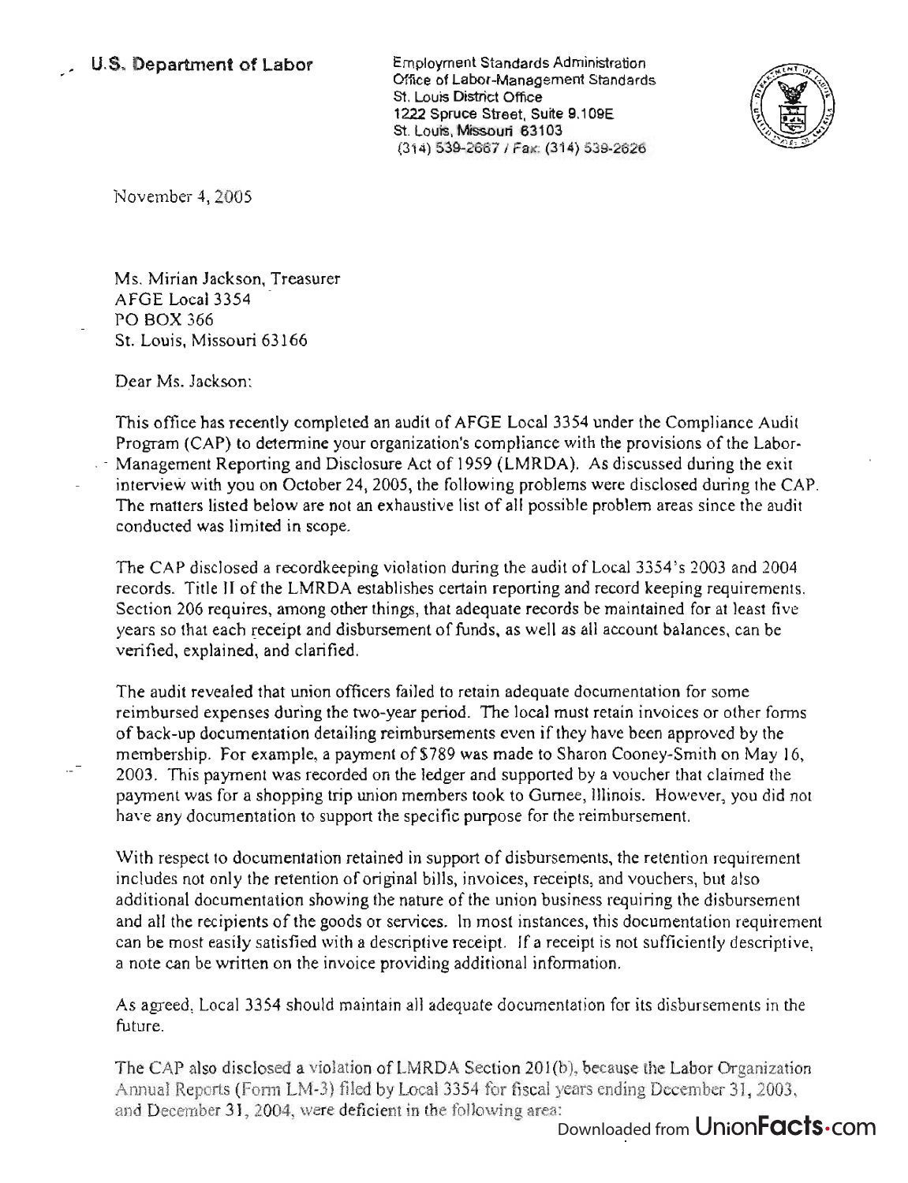**U.S. Department of Labor**

Employment Standards Administration
Office of Labor-Management Standards
St. Louis District Office
1222 Spruce Street, Suite 9.109E
St. Louis, Missouri 63103
(314) 539-2667 / Fax: (314) 539-2626

November 4, 2005

Ms. Mirian Jackson, Treasurer
AFGE Local 3354
PO BOX 366
St. Louis, Missouri 63166

Dear Ms. Jackson:

This office has recently completed an audit of AFGE Local 3354 under the Compliance Audit Program (CAP) to determine your organization's compliance with the provisions of the Labor-Management Reporting and Disclosure Act of 1959 (LMRDA). As discussed during the exit interview with you on October 24, 2005, the following problems were disclosed during the CAP. The matters listed below are not an exhaustive list of all possible problem areas since the audit conducted was limited in scope.

The CAP disclosed a recordkeeping violation during the audit of Local 3354's 2003 and 2004 records. Title II of the LMRDA establishes certain reporting and record keeping requirements. Section 206 requires, among other things, that adequate records be maintained for at least five years so that each receipt and disbursement of funds, as well as all account balances, can be verified, explained, and clarified.

The audit revealed that union officers failed to retain adequate documentation for some reimbursed expenses during the two-year period. The local must retain invoices or other forms of back-up documentation detailing reimbursements even if they have been approved by the membership. For example, a payment of $789 was made to Sharon Cooney-Smith on May 16, 2003. This payment was recorded on the ledger and supported by a voucher that claimed the payment was for a shopping trip union members took to Gurnee, Illinois. However, you did not have any documentation to support the specific purpose for the reimbursement.

With respect to documentation retained in support of disbursements, the retention requirement includes not only the retention of original bills, invoices, receipts, and vouchers, but also additional documentation showing the nature of the union business requiring the disbursement and all the recipients of the goods or services. In most instances, this documentation requirement can be most easily satisfied with a descriptive receipt. If a receipt is not sufficiently descriptive, a note can be written on the invoice providing additional information.

As agreed, Local 3354 should maintain all adequate documentation for its disbursements in the future.

The CAP also disclosed a violation of LMRDA Section 201(b), because the Labor Organization Annual Reports (Form LM-3) filed by Local 3354 for fiscal years ending December 31, 2003, and December 31, 2004, were deficient in the following area: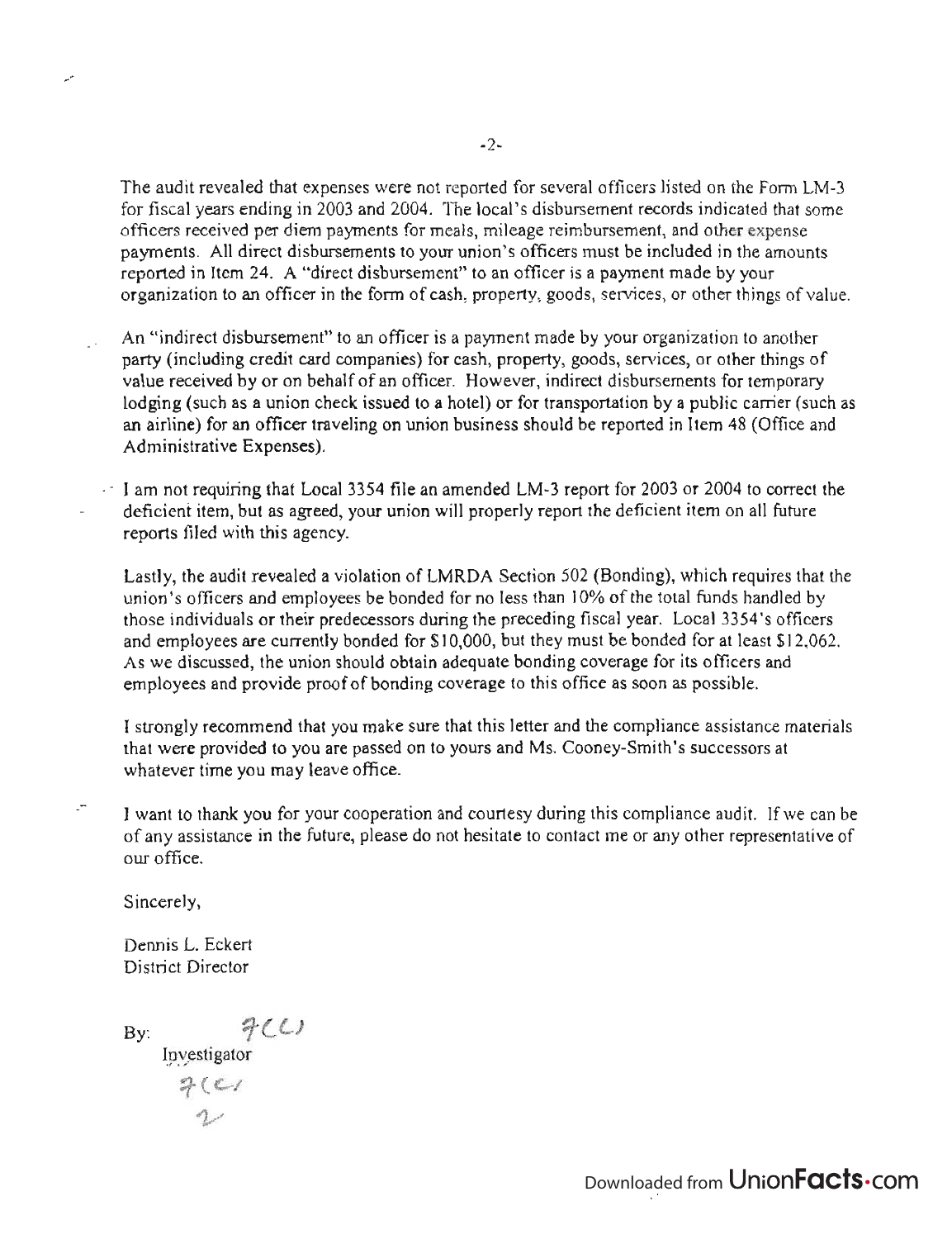The audit revealed that expenses were not reported for several officers listed on the Form LM-3 for fiscal years ending in 2003 and 2004. The local's disbursement records indicated that some officers received per diem payments for meals, mileage reimbursement, and other expense payments. All direct disbursements to your union's officers must be included in the amounts reported in Item 24. A "direct disbursement" to an officer is a payment made by your organization to an officer in the form of cash, property, goods, services, or other things of value.

An "indirect disbursement" to an officer is a payment made by your organization to another party (including credit card companies) for cash, property, goods, services, or other things of value received by or on behalf of an officer. However, indirect disbursements for temporary lodging (such as a union check issued to a hotel) or for transportation by a public carrier (such as an airline) for an officer traveling on union business should be reported in Item 48 (Office and Administrative Expenses).

I am not requiring that Local 3354 file an amended LM-3 report for 2003 or 2004 to correct the deficient item, but as agreed, your union will properly report the deficient item on all future reports filed with this agency.

Lastly, the audit revealed a violation of LMRDA Section 502 (Bonding), which requires that the union's officers and employees be bonded for no less than 10% of the total funds handled by those individuals or their predecessors during the preceding fiscal year. Local 3354's officers and employees are currently bonded for $10,000, but they must be bonded for at least $12,062. As we discussed, the union should obtain adequate bonding coverage for its officers and employees and provide proof of bonding coverage to this office as soon as possible.

I strongly recommend that you make sure that this letter and the compliance assistance materials that were provided to you are passed on to yours and Ms. Cooney-Smith's successors at whatever time you may leave office.

I want to thank you for your cooperation and courtesy during this compliance audit. If we can be of any assistance in the future, please do not hesitate to contact me or any other representative of our office.

Sincerely,

Dennis L. Eckert
District Director

By: 7(C)
Investigator
7(C)
2

Downloaded from UnionFacts.com